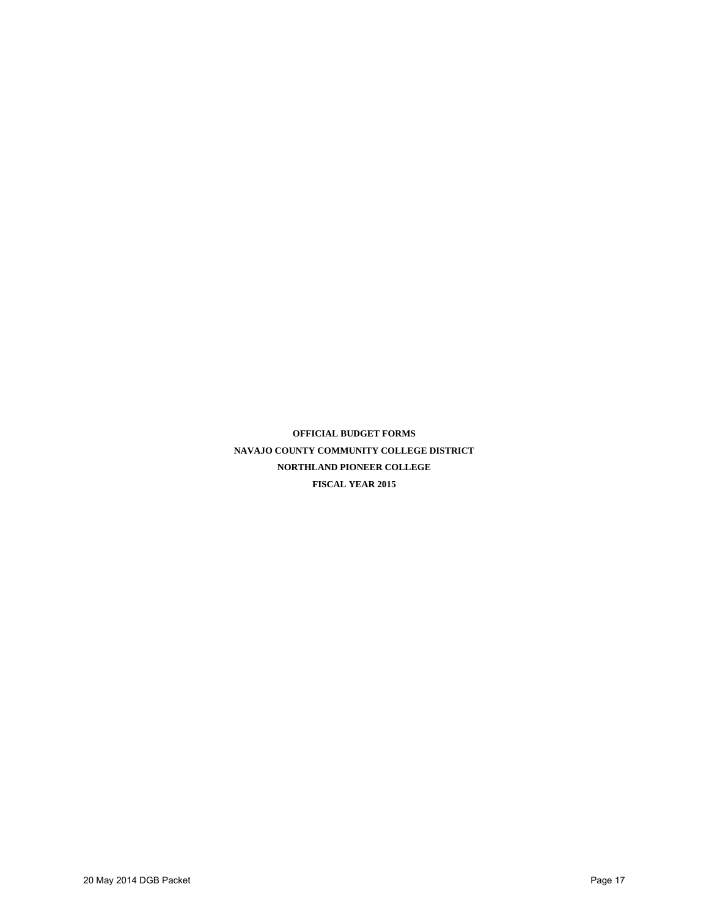**OFFICIAL BUDGET FORMS**

**NAVAJO COUNTY COMMUNITY COLLEGE DISTRICT**

**NORTHLAND PIONEER COLLEGE**

**FISCAL YEAR 2015**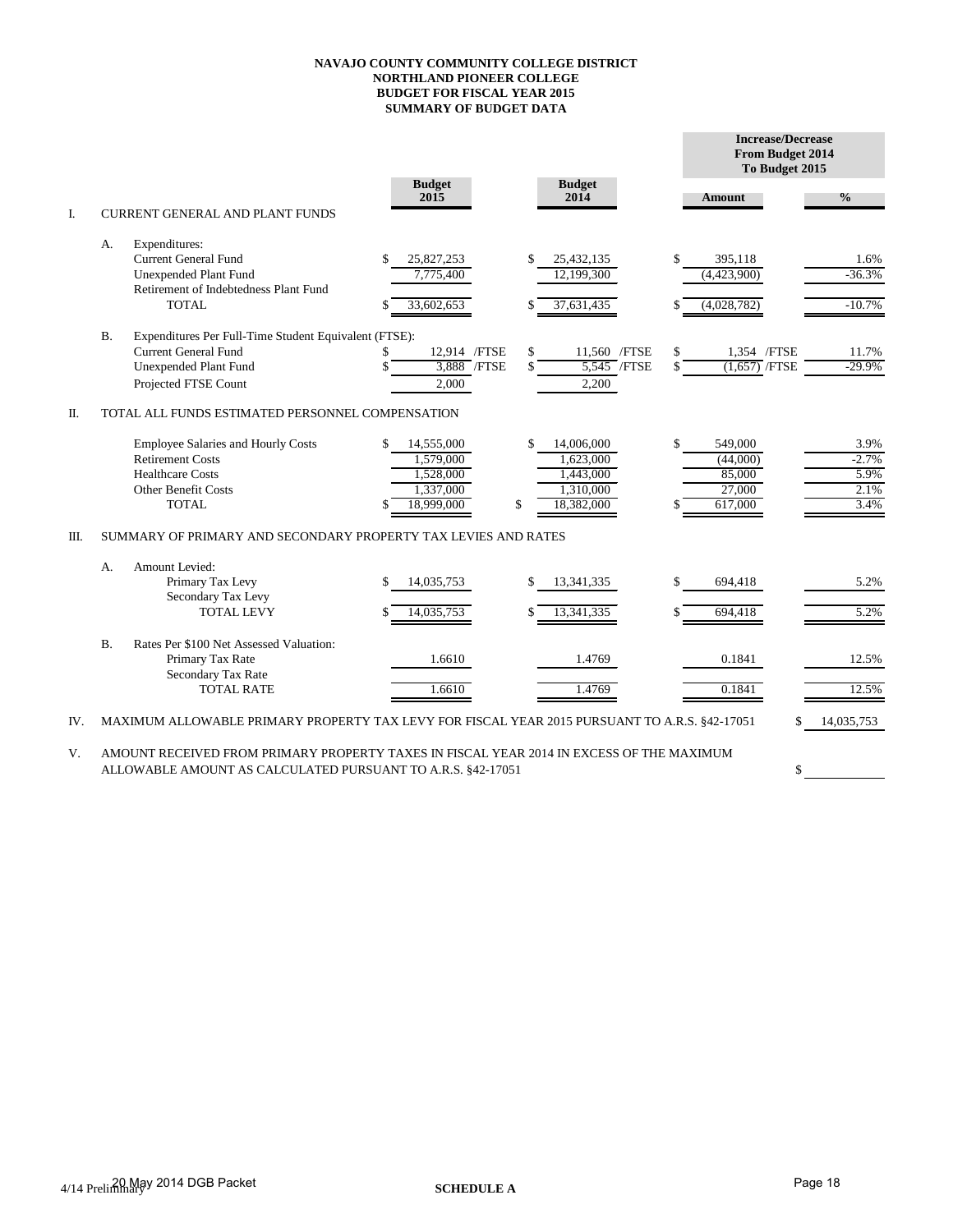**NAVAJO COUNTY COMMUNITY COLLEGE DISTRICT**
**NORTHLAND PIONEER COLLEGE**
**BUDGET FOR FISCAL YEAR 2015**
**SUMMARY OF BUDGET DATA**

| | | Budget 2015 | Budget 2014 | Increase/Decrease From Budget 2014 To Budget 2015 Amount | % |
|---|---|---|---|---|---|
| **I.** | **CURRENT GENERAL AND PLANT FUNDS** | | | | |
| A. | Expenditures: | | | | |
| | Current General Fund | $ 25,827,253 | $ 25,432,135 | $ 395,118 | 1.6% |
| | Unexpended Plant Fund | 7,775,400 | 12,199,300 | (4,423,900) | -36.3% |
| | Retirement of Indebtedness Plant Fund | | | | |
| | TOTAL | $ 33,602,653 | $ 37,631,435 | $ (4,028,782) | -10.7% |
| B. | Expenditures Per Full-Time Student Equivalent (FTSE): | | | | |
| | Current General Fund | $ 12,914 /FTSE | $ 11,560 /FTSE | $ 1,354 /FTSE | 11.7% |
| | Unexpended Plant Fund | $ 3,888 /FTSE | $ 5,545 /FTSE | $ (1,657) /FTSE | -29.9% |
| | Projected FTSE Count | 2,000 | 2,200 | | |
| **II.** | **TOTAL ALL FUNDS ESTIMATED PERSONNEL COMPENSATION** | | | | |
| | Employee Salaries and Hourly Costs | $ 14,555,000 | $ 14,006,000 | $ 549,000 | 3.9% |
| | Retirement Costs | 1,579,000 | 1,623,000 | (44,000) | -2.7% |
| | Healthcare Costs | 1,528,000 | 1,443,000 | 85,000 | 5.9% |
| | Other Benefit Costs | 1,337,000 | 1,310,000 | 27,000 | 2.1% |
| | TOTAL | $ 18,999,000 | $ 18,382,000 | $ 617,000 | 3.4% |
| **III.** | **SUMMARY OF PRIMARY AND SECONDARY PROPERTY TAX LEVIES AND RATES** | | | | |
| A. | Amount Levied: | | | | |
| | Primary Tax Levy | $ 14,035,753 | $ 13,341,335 | $ 694,418 | 5.2% |
| | Secondary Tax Levy | | | | |
| | TOTAL LEVY | $ 14,035,753 | $ 13,341,335 | $ 694,418 | 5.2% |
| B. | Rates Per $100 Net Assessed Valuation: | | | | |
| | Primary Tax Rate | 1.6610 | 1.4769 | 0.1841 | 12.5% |
| | Secondary Tax Rate | | | | |
| | TOTAL RATE | 1.6610 | 1.4769 | 0.1841 | 12.5% |

IV. MAXIMUM ALLOWABLE PRIMARY PROPERTY TAX LEVY FOR FISCAL YEAR 2015 PURSUANT TO A.R.S. §42-17051 — $ 14,035,753

V. AMOUNT RECEIVED FROM PRIMARY PROPERTY TAXES IN FISCAL YEAR 2014 IN EXCESS OF THE MAXIMUM ALLOWABLE AMOUNT AS CALCULATED PURSUANT TO A.R.S. §42-17051 — $ ____________

4/14 Preliminary

**SCHEDULE A**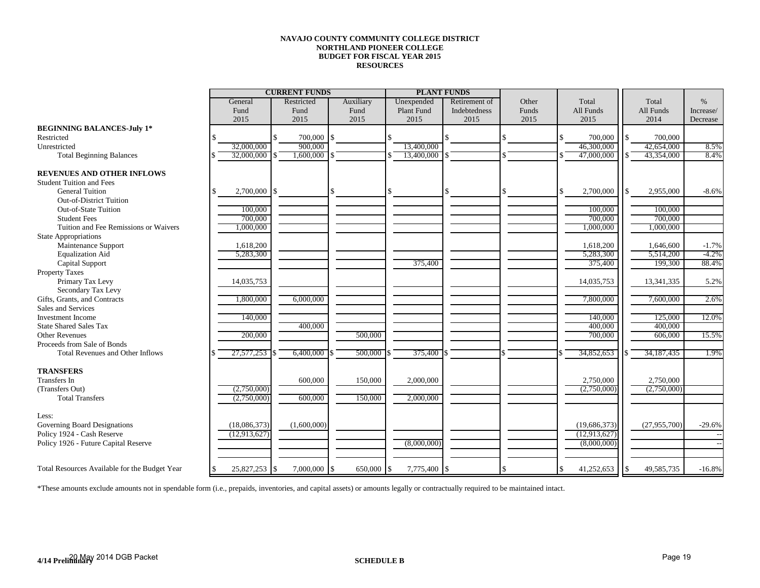**NAVAJO COUNTY COMMUNITY COLLEGE DISTRICT**
**NORTHLAND PIONEER COLLEGE**
**BUDGET FOR FISCAL YEAR 2015**
**RESOURCES**

| | CURRENT FUNDS | | | PLANT FUNDS | | | | | |
|---|---|---|---|---|---|---|---|---|---|
| | General Fund 2015 | Restricted Fund 2015 | Auxiliary Fund 2015 | Unexpended Plant Fund 2015 | Retirement of Indebtedness 2015 | Other Funds 2015 | Total All Funds 2015 | Total All Funds 2014 | % Increase/ Decrease |
| **BEGINNING BALANCES-July 1*** | | | | | | | | | |
| Restricted | $ | $ 700,000 | $ | $ | $ | $ | $ 700,000 | $ 700,000 | |
| Unrestricted | 32,000,000 | 900,000 | | 13,400,000 | | | 46,300,000 | 42,654,000 | 8.5% |
| Total Beginning Balances | $ 32,000,000 | $ 1,600,000 | $ | $ 13,400,000 | $ | $ | $ 47,000,000 | $ 43,354,000 | 8.4% |
| **REVENUES AND OTHER INFLOWS** | | | | | | | | | |
| Student Tuition and Fees | | | | | | | | | |
| General Tuition | $ 2,700,000 | $ | $ | $ | $ | $ | $ 2,700,000 | $ 2,955,000 | -8.6% |
| Out-of-District Tuition | | | | | | | | | |
| Out-of-State Tuition | 100,000 | | | | | | 100,000 | 100,000 | |
| Student Fees | 700,000 | | | | | | 700,000 | 700,000 | |
| Tuition and Fee Remissions or Waivers | 1,000,000 | | | | | | 1,000,000 | 1,000,000 | |
| State Appropriations | | | | | | | | | |
| Maintenance Support | 1,618,200 | | | | | | 1,618,200 | 1,646,600 | -1.7% |
| Equalization Aid | 5,283,300 | | | | | | 5,283,300 | 5,514,200 | -4.2% |
| Capital Support | | | | 375,400 | | | 375,400 | 199,300 | 88.4% |
| Property Taxes | | | | | | | | | |
| Primary Tax Levy | 14,035,753 | | | | | | 14,035,753 | 13,341,335 | 5.2% |
| Secondary Tax Levy | | | | | | | | | |
| Gifts, Grants, and Contracts | 1,800,000 | 6,000,000 | | | | | 7,800,000 | 7,600,000 | 2.6% |
| Sales and Services | | | | | | | | | |
| Investment Income | 140,000 | | | | | | 140,000 | 125,000 | 12.0% |
| State Shared Sales Tax | | 400,000 | | | | | 400,000 | 400,000 | |
| Other Revenues | 200,000 | | 500,000 | | | | 700,000 | 606,000 | 15.5% |
| Proceeds from Sale of Bonds | | | | | | | | | |
| Total Revenues and Other Inflows | $ 27,577,253 | $ 6,400,000 | $ 500,000 | $ 375,400 | $ | $ | $ 34,852,653 | $ 34,187,435 | 1.9% |
| **TRANSFERS** | | | | | | | | | |
| Transfers In | | 600,000 | 150,000 | 2,000,000 | | | 2,750,000 | 2,750,000 | |
| (Transfers Out) | (2,750,000) | | | | | | (2,750,000) | (2,750,000) | |
| Total Transfers | (2,750,000) | 600,000 | 150,000 | 2,000,000 | | | | | |
| Less: | | | | | | | | | |
| Governing Board Designations | (18,086,373) | (1,600,000) | | | | | (19,686,373) | (27,955,700) | -29.6% |
| Policy 1924 - Cash Reserve | (12,913,627) | | | | | | (12,913,627) | | -- |
| Policy 1926 - Future Capital Reserve | | | | (8,000,000) | | | (8,000,000) | | -- |
| Total Resources Available for the Budget Year | $ 25,827,253 | $ 7,000,000 | $ 650,000 | $ 7,775,400 | $ | $ | $ 41,252,653 | $ 49,585,735 | -16.8% |

*These amounts exclude amounts not in spendable form (i.e., prepaids, inventories, and capital assets) or amounts legally or contractually required to be maintained intact.

**SCHEDULE B**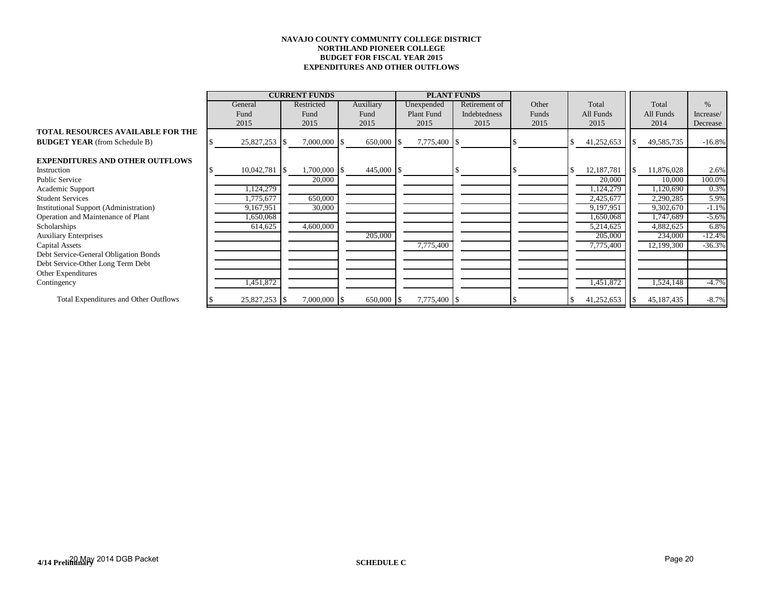**NAVAJO COUNTY COMMUNITY COLLEGE DISTRICT**
**NORTHLAND PIONEER COLLEGE**
**BUDGET FOR FISCAL YEAR 2015**
**EXPENDITURES AND OTHER OUTFLOWS**

| | CURRENT FUNDS | | | PLANT FUNDS | | | | | |
|---|---|---|---|---|---|---|---|---|---|
| | General Fund 2015 | Restricted Fund 2015 | Auxiliary Fund 2015 | Unexpended Plant Fund 2015 | Retirement of Indebtedness 2015 | Other Funds 2015 | Total All Funds 2015 | Total All Funds 2014 | % Increase/ Decrease |
| **TOTAL RESOURCES AVAILABLE FOR THE BUDGET YEAR** (from Schedule B) | $ 25,827,253 | $ 7,000,000 | $ 650,000 | $ 7,775,400 | $ | $ | $ 41,252,653 | $ 49,585,735 | -16.8% |
| **EXPENDITURES AND OTHER OUTFLOWS** | | | | | | | | | |
| Instruction | $ 10,042,781 | $ 1,700,000 | $ 445,000 | $ | $ | $ | $ 12,187,781 | $ 11,876,028 | 2.6% |
| Public Service | | 20,000 | | | | | 20,000 | 10,000 | 100.0% |
| Academic Support | 1,124,279 | | | | | | 1,124,279 | 1,120,690 | 0.3% |
| Student Services | 1,775,677 | 650,000 | | | | | 2,425,677 | 2,290,285 | 5.9% |
| Institutional Support (Administration) | 9,167,951 | 30,000 | | | | | 9,197,951 | 9,302,670 | -1.1% |
| Operation and Maintenance of Plant | 1,650,068 | | | | | | 1,650,068 | 1,747,689 | -5.6% |
| Scholarships | 614,625 | 4,600,000 | | | | | 5,214,625 | 4,882,625 | 6.8% |
| Auxiliary Enterprises | | | 205,000 | | | | 205,000 | 234,000 | -12.4% |
| Capital Assets | | | | 7,775,400 | | | 7,775,400 | 12,199,300 | -36.3% |
| Debt Service-General Obligation Bonds | | | | | | | | | |
| Debt Service-Other Long Term Debt | | | | | | | | | |
| Other Expenditures | | | | | | | | | |
| Contingency | 1,451,872 | | | | | | 1,451,872 | 1,524,148 | -4.7% |
| Total Expenditures and Other Outflows | $ 25,827,253 | $ 7,000,000 | $ 650,000 | $ 7,775,400 | $ | $ | $ 41,252,653 | $ 45,187,435 | -8.7% |

**4/14 Preliminary** 20 May 2014 DGB Packet

**SCHEDULE C**